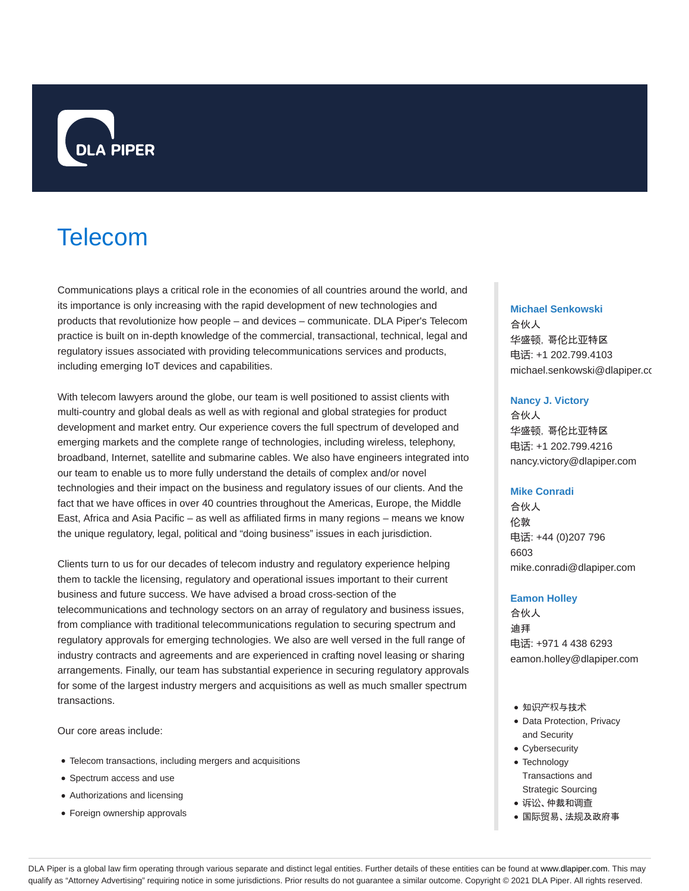DLA PIPER

# Telecom

Communications plays a critical role in the economies of all countries around the world, and its importance is only increasing with the rapid development of new technologies and products that revolutionize how people – and devices – communicate. DLA Piper's Telecom practice is built on in-depth knowledge of the commercial, transactional, technical, legal and regulatory issues associated with providing telecommunications services and products, including emerging IoT devices and capabilities.

With telecom lawyers around the globe, our team is well positioned to assist clients with multi-country and global deals as well as with regional and global strategies for product development and market entry. Our experience covers the full spectrum of developed and emerging markets and the complete range of technologies, including wireless, telephony, broadband, Internet, satellite and submarine cables. We also have engineers integrated into our team to enable us to more fully understand the details of complex and/or novel technologies and their impact on the business and regulatory issues of our clients. And the fact that we have offices in over 40 countries throughout the Americas, Europe, the Middle East, Africa and Asia Pacific – as well as affiliated firms in many regions – means we know the unique regulatory, legal, political and “doing business” issues in each jurisdiction.

Clients turn to us for our decades of telecom industry and regulatory experience helping them to tackle the licensing, regulatory and operational issues important to their current business and future success. We have advised a broad cross-section of the telecommunications and technology sectors on an array of regulatory and business issues, from compliance with traditional telecommunications regulation to securing spectrum and regulatory approvals for emerging technologies. We also are well versed in the full range of industry contracts and agreements and are experienced in crafting novel leasing or sharing arrangements. Finally, our team has substantial experience in securing regulatory approvals for some of the largest industry mergers and acquisitions as well as much smaller spectrum transactions.

Our core areas include:

- Telecom transactions, including mergers and acquisitions
- Spectrum access and use
- Authorizations and licensing
- Foreign ownership approvals

**Michael Senkowski**
合伙人
华盛顿，哥伦比亚特区
电话: +1 202.799.4103
michael.senkowski@dlapiper.co

**Nancy J. Victory**
合伙人
华盛顿，哥伦比亚特区
电话: +1 202.799.4216
nancy.victory@dlapiper.com

**Mike Conradi**
合伙人
伦敦
电话: +44 (0)207 796 6603
mike.conradi@dlapiper.com

**Eamon Holley**
合伙人
迪拜
电话: +971 4 438 6293
eamon.holley@dlapiper.com

- 知识产权与技术
- Data Protection, Privacy and Security
- Cybersecurity
- Technology Transactions and Strategic Sourcing
- 诉讼、仲裁和调查
- 国际贸易、法规及政府事

DLA Piper is a global law firm operating through various separate and distinct legal entities. Further details of these entities can be found at www.dlapiper.com. This may qualify as “Attorney Advertising” requiring notice in some jurisdictions. Prior results do not guarantee a similar outcome. Copyright © 2021 DLA Piper. All rights reserved.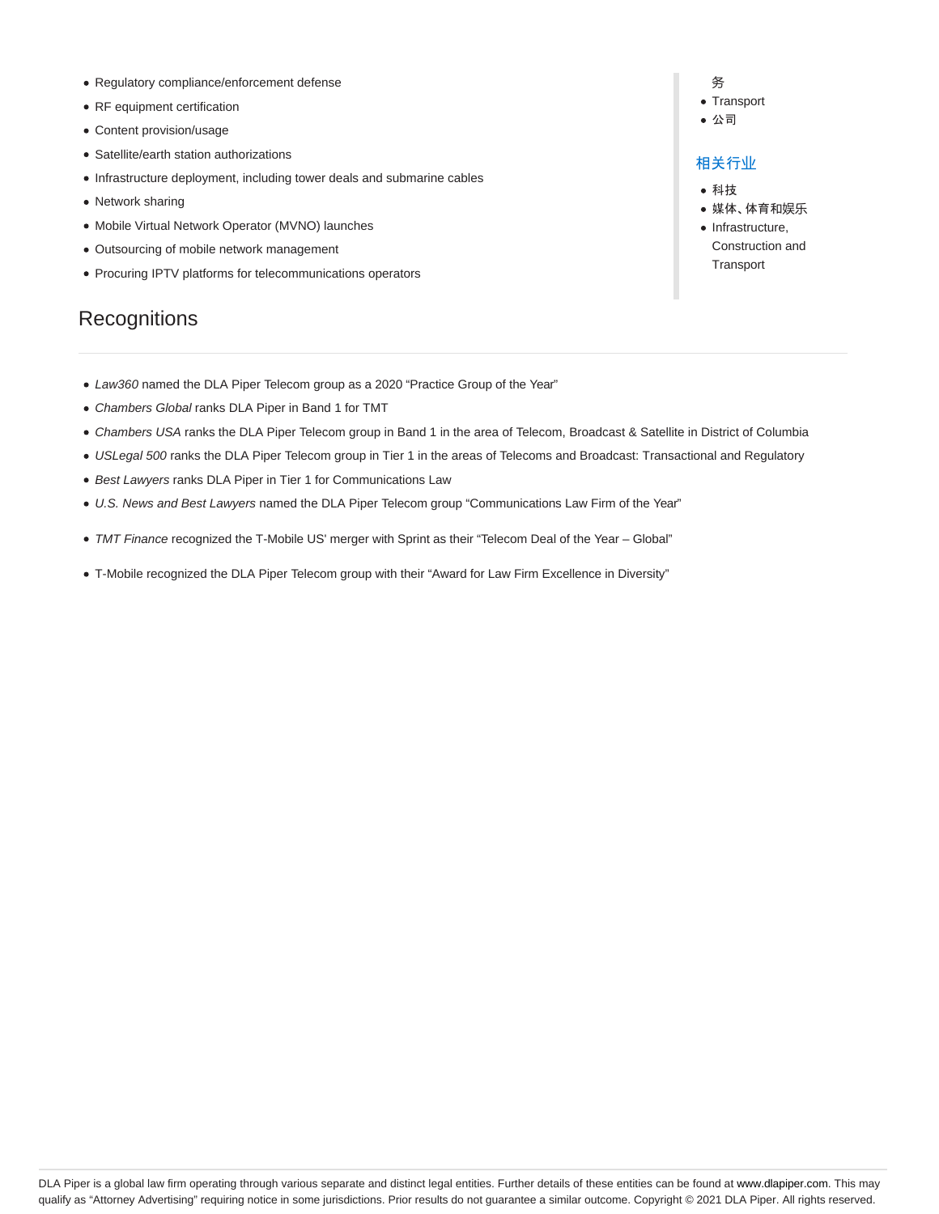- Regulatory compliance/enforcement defense
- RF equipment certification
- Content provision/usage
- Satellite/earth station authorizations
- Infrastructure deployment, including tower deals and submarine cables
- Network sharing
- Mobile Virtual Network Operator (MVNO) launches
- Outsourcing of mobile network management
- Procuring IPTV platforms for telecommunications operators

## Recognitions

- *Law360* named the DLA Piper Telecom group as a 2020 “Practice Group of the Year”
- *Chambers Global* ranks DLA Piper in Band 1 for TMT
- *Chambers USA* ranks the DLA Piper Telecom group in Band 1 in the area of Telecom, Broadcast & Satellite in District of Columbia
- *USLegal 500* ranks the DLA Piper Telecom group in Tier 1 in the areas of Telecoms and Broadcast: Transactional and Regulatory
- *Best Lawyers* ranks DLA Piper in Tier 1 for Communications Law
- *U.S. News and Best Lawyers* named the DLA Piper Telecom group “Communications Law Firm of the Year”
- *TMT Finance* recognized the T-Mobile US' merger with Sprint as their “Telecom Deal of the Year – Global”
- T-Mobile recognized the DLA Piper Telecom group with their “Award for Law Firm Excellence in Diversity”

务

- Transport
- 公司

### 相关行业

- 科技
- 媒体、体育和娱乐
- Infrastructure, Construction and Transport

DLA Piper is a global law firm operating through various separate and distinct legal entities. Further details of these entities can be found at www.dlapiper.com. This may qualify as “Attorney Advertising” requiring notice in some jurisdictions. Prior results do not guarantee a similar outcome. Copyright © 2021 DLA Piper. All rights reserved.